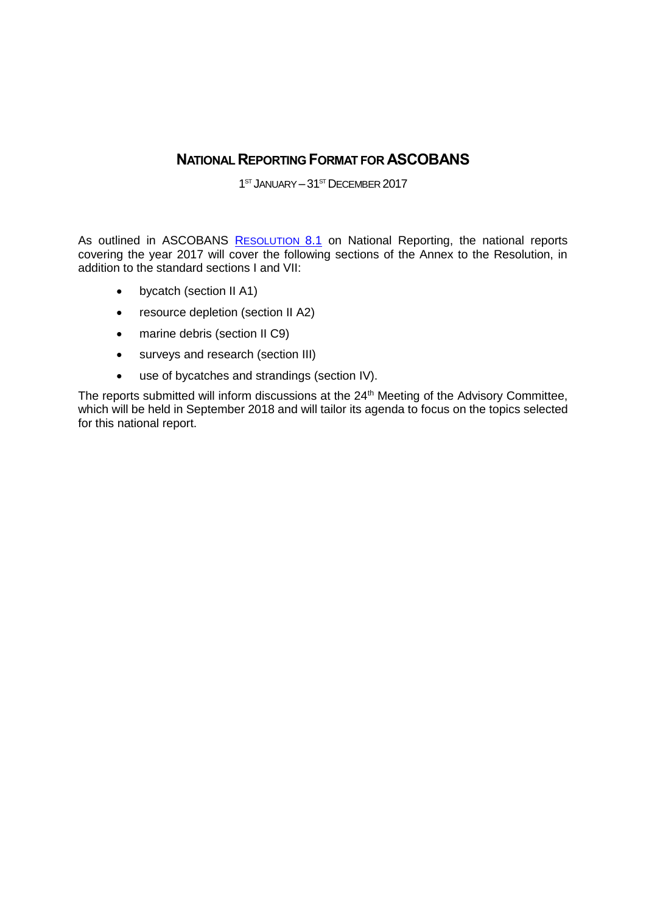# NATIONAL REPORTING FORMAT FOR ASCOBANS

1ST JANUARY – 31ST DECEMBER 2017

As outlined in ASCOBANS RESOLUTION 8.1 on National Reporting, the national reports covering the year 2017 will cover the following sections of the Annex to the Resolution, in addition to the standard sections I and VII:

- bycatch (section II A1)
- resource depletion (section II A2)
- marine debris (section II C9)
- surveys and research (section III)
- use of bycatches and strandings (section IV).

The reports submitted will inform discussions at the 24th Meeting of the Advisory Committee, which will be held in September 2018 and will tailor its agenda to focus on the topics selected for this national report.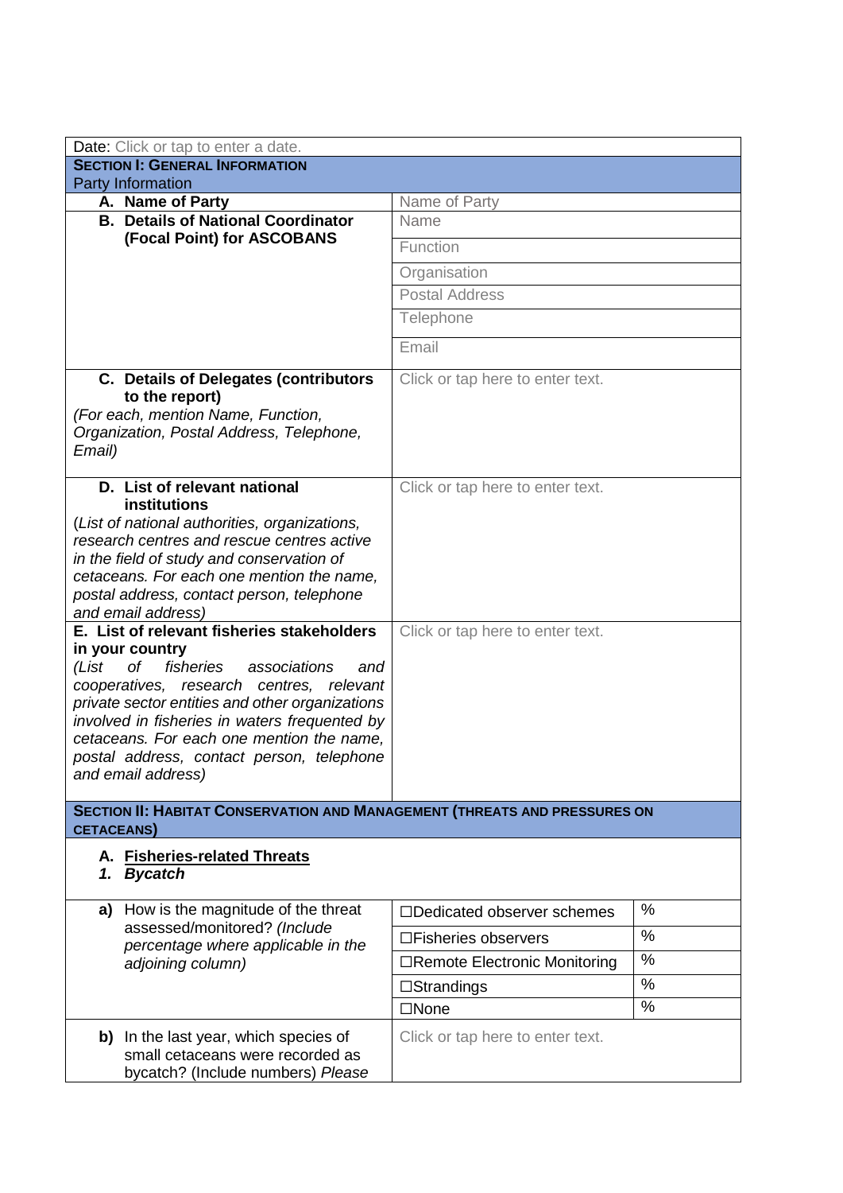| | | |
|---|---|---|
| Date: Click or tap to enter a date. | | |
| **SECTION I: GENERAL INFORMATION**<br>Party Information | | |
| **A. Name of Party** | Name of Party | |
| **B. Details of National Coordinator (Focal Point) for ASCOBANS** | Name | |
| | Function | |
| | Organisation | |
| | Postal Address | |
| | Telephone | |
| | Email | |
| **C. Details of Delegates (contributors to the report)**<br>*(For each, mention Name, Function, Organization, Postal Address, Telephone, Email)* | Click or tap here to enter text. | |
| **D. List of relevant national institutions**<br>(*List of national authorities, organizations, research centres and rescue centres active in the field of study and conservation of cetaceans. For each one mention the name, postal address, contact person, telephone and email address)* | Click or tap here to enter text. | |
| **E. List of relevant fisheries stakeholders in your country**<br>*(List of fisheries associations and cooperatives, research centres, relevant private sector entities and other organizations involved in fisheries in waters frequented by cetaceans. For each one mention the name, postal address, contact person, telephone and email address)* | Click or tap here to enter text. | |
| **SECTION II: HABITAT CONSERVATION AND MANAGEMENT (THREATS AND PRESSURES ON CETACEANS)** | | |
| **A. Fisheries-related Threats**<br>***1. Bycatch*** | | |
| **a)** How is the magnitude of the threat assessed/monitored? *(Include percentage where applicable in the adjoining column)* | ☐Dedicated observer schemes | % |
| | ☐Fisheries observers | % |
| | ☐Remote Electronic Monitoring | % |
| | ☐Strandings | % |
| | ☐None | % |
| **b)** In the last year, which species of small cetaceans were recorded as bycatch? (Include numbers) *Please* | Click or tap here to enter text. | |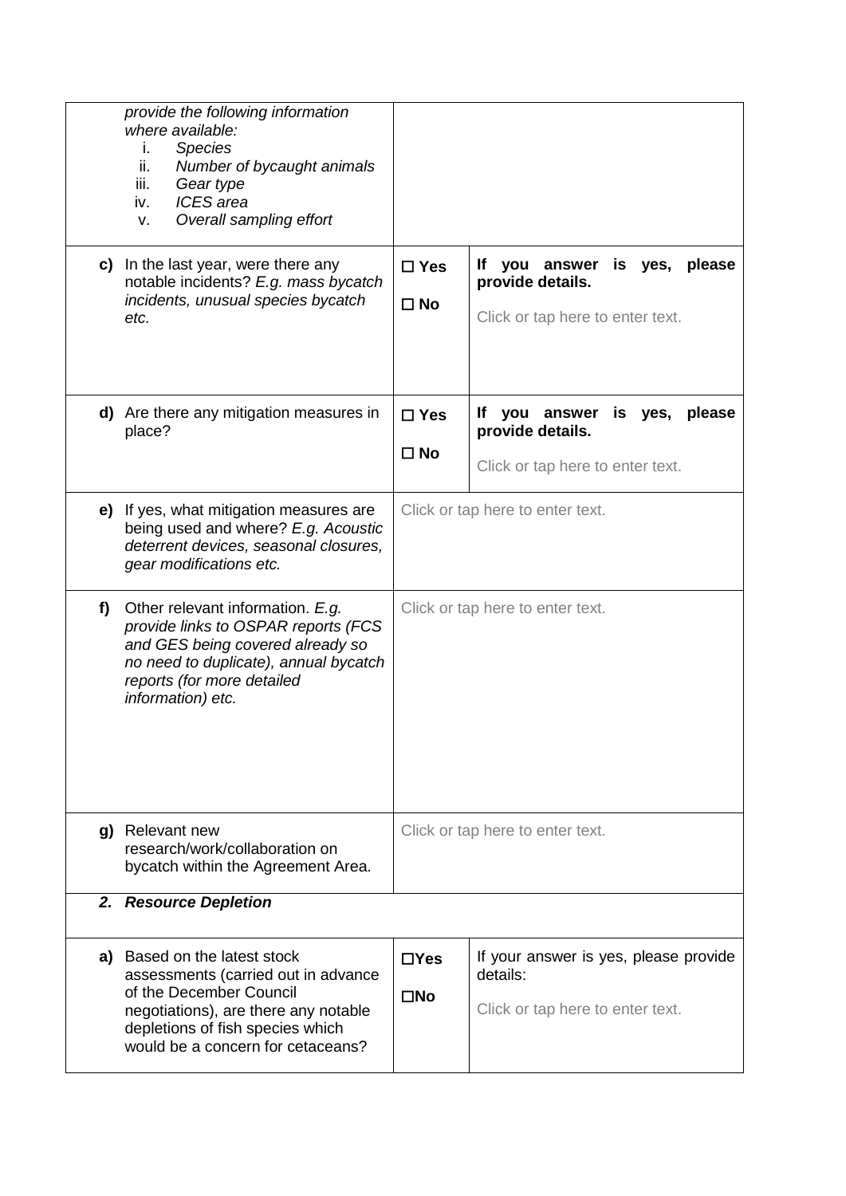| | | |
|---|---|---|
| *provide the following information where available:*<br>i. *Species*<br>ii. *Number of bycaught animals*<br>iii. *Gear type*<br>iv. *ICES area*<br>v. *Overall sampling effort* | | |
| **c)** In the last year, were there any notable incidents? *E.g. mass bycatch incidents, unusual species bycatch etc.* | ☐ **Yes**<br>☐ **No** | **If you answer is yes, please provide details.**<br>Click or tap here to enter text. |
| **d)** Are there any mitigation measures in place? | ☐ **Yes**<br>☐ **No** | **If you answer is yes, please provide details.**<br>Click or tap here to enter text. |
| **e)** If yes, what mitigation measures are being used and where? *E.g. Acoustic deterrent devices, seasonal closures, gear modifications etc.* | Click or tap here to enter text. | |
| **f)** Other relevant information. *E.g. provide links to OSPAR reports (FCS and GES being covered already so no need to duplicate), annual bycatch reports (for more detailed information) etc.* | Click or tap here to enter text. | |
| **g)** Relevant new research/work/collaboration on bycatch within the Agreement Area. | Click or tap here to enter text. | |
| ***2. Resource Depletion*** | | |
| **a)** Based on the latest stock assessments (carried out in advance of the December Council negotiations), are there any notable depletions of fish species which would be a concern for cetaceans? | ☐**Yes**<br>☐**No** | If your answer is yes, please provide details:<br>Click or tap here to enter text. |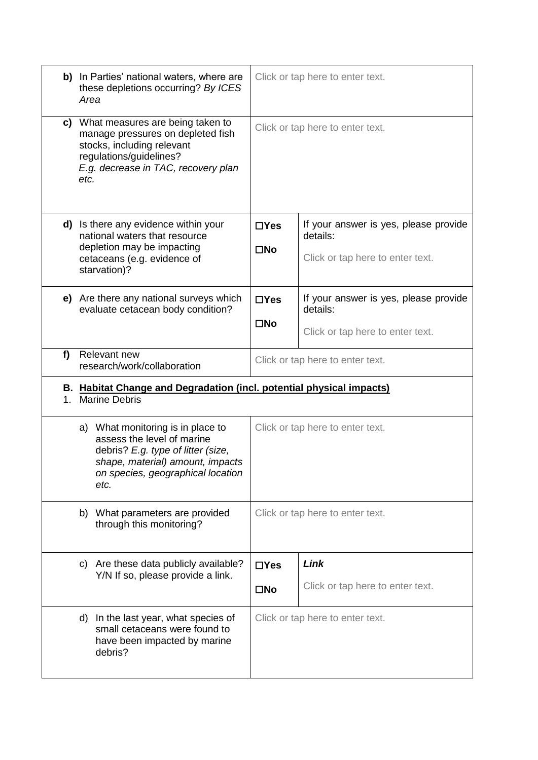| | | |
|---|---|---|
| **b)** In Parties' national waters, where are these depletions occurring? *By ICES Area* | Click or tap here to enter text. | |
| **c)** What measures are being taken to manage pressures on depleted fish stocks, including relevant regulations/guidelines? *E.g. decrease in TAC, recovery plan etc.* | Click or tap here to enter text. | |
| **d)** Is there any evidence within your national waters that resource depletion may be impacting cetaceans (e.g. evidence of starvation)? | ☐**Yes** ☐**No** | If your answer is yes, please provide details: Click or tap here to enter text. |
| **e)** Are there any national surveys which evaluate cetacean body condition? | ☐**Yes** ☐**No** | If your answer is yes, please provide details: Click or tap here to enter text. |
| **f)** Relevant new research/work/collaboration | Click or tap here to enter text. | |
| **B. Habitat Change and Degradation (incl. potential physical impacts)** 1. Marine Debris | | |
| a) What monitoring is in place to assess the level of marine debris? *E.g. type of litter (size, shape, material) amount, impacts on species, geographical location etc.* | Click or tap here to enter text. | |
| b) What parameters are provided through this monitoring? | Click or tap here to enter text. | |
| c) Are these data publicly available? Y/N If so, please provide a link. | ☐**Yes** ☐**No** | ***Link*** Click or tap here to enter text. |
| d) In the last year, what species of small cetaceans were found to have been impacted by marine debris? | Click or tap here to enter text. | |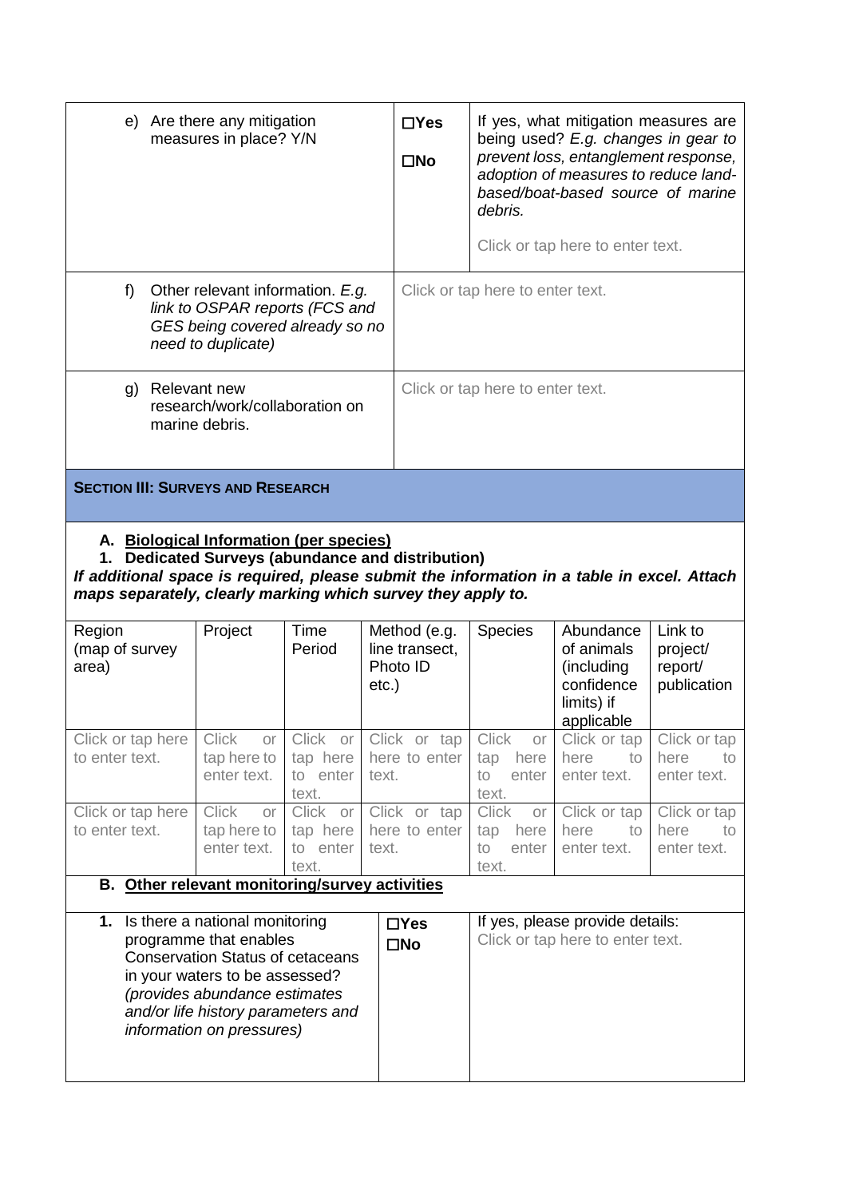| | | |
|---|---|---|
| e) Are there any mitigation measures in place? Y/N | ☐Yes<br>☐No | If yes, what mitigation measures are being used? *E.g. changes in gear to prevent loss, entanglement response, adoption of measures to reduce land-based/boat-based source of marine debris.*<br><br>Click or tap here to enter text. |
| f) Other relevant information. *E.g. link to OSPAR reports (FCS and GES being covered already so no need to duplicate)* | Click or tap here to enter text. | |
| g) Relevant new research/work/collaboration on marine debris. | Click or tap here to enter text. | |

## SECTION III: SURVEYS AND RESEARCH

### A. Biological Information (per species)

**1. Dedicated Surveys (abundance and distribution)**

***If additional space is required, please submit the information in a table in excel. Attach maps separately, clearly marking which survey they apply to.***

| Region (map of survey area) | Project | Time Period | Method (e.g. line transect, Photo ID etc.) | Species | Abundance of animals (including confidence limits) if applicable | Link to project/ report/ publication |
|---|---|---|---|---|---|---|
| Click or tap here to enter text. | Click or tap here to enter text. | Click or tap here to enter text. | Click or tap here to enter text. | Click or tap here to enter text. | Click or tap here to enter text. | Click or tap here to enter text. |
| Click or tap here to enter text. | Click or tap here to enter text. | Click or tap here to enter text. | Click or tap here to enter text. | Click or tap here to enter text. | Click or tap here to enter text. | Click or tap here to enter text. |

### B. Other relevant monitoring/survey activities

| | | |
|---|---|---|
| **1.** Is there a national monitoring programme that enables Conservation Status of cetaceans in your waters to be assessed? *(provides abundance estimates and/or life history parameters and information on pressures)* | ☐Yes<br>☐No | If yes, please provide details:<br>Click or tap here to enter text. |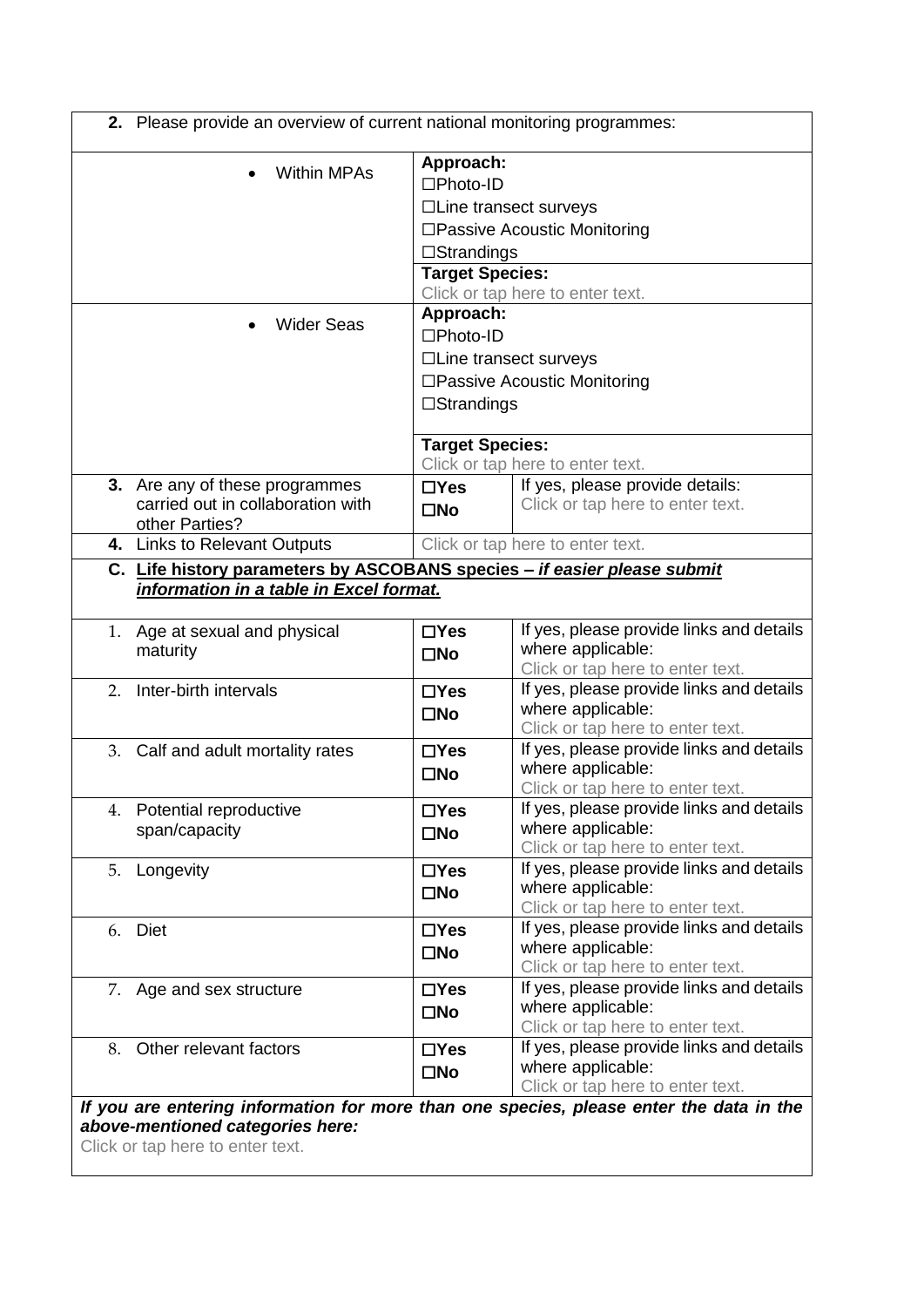| 2. Please provide an overview of current national monitoring programmes: | | |
|---|---|---|
| • Within MPAs | **Approach:**<br>☐Photo-ID<br>☐Line transect surveys<br>☐Passive Acoustic Monitoring<br>☐Strandings | |
| | **Target Species:**<br>Click or tap here to enter text. | |
| • Wider Seas | **Approach:**<br>☐Photo-ID<br>☐Line transect surveys<br>☐Passive Acoustic Monitoring<br>☐Strandings | |
| | **Target Species:**<br>Click or tap here to enter text. | |
| **3.** Are any of these programmes carried out in collaboration with other Parties? | ☐**Yes**<br>☐**No** | If yes, please provide details:<br>Click or tap here to enter text. |
| **4.** Links to Relevant Outputs | Click or tap here to enter text. | |
| **C. <u>Life history parameters by ASCOBANS species – *if easier please submit information in a table in Excel format.*</u>** | | |
| 1. Age at sexual and physical maturity | ☐**Yes**<br>☐**No** | If yes, please provide links and details where applicable:<br>Click or tap here to enter text. |
| 2. Inter-birth intervals | ☐**Yes**<br>☐**No** | If yes, please provide links and details where applicable:<br>Click or tap here to enter text. |
| 3. Calf and adult mortality rates | ☐**Yes**<br>☐**No** | If yes, please provide links and details where applicable:<br>Click or tap here to enter text. |
| 4. Potential reproductive span/capacity | ☐**Yes**<br>☐**No** | If yes, please provide links and details where applicable:<br>Click or tap here to enter text. |
| 5. Longevity | ☐**Yes**<br>☐**No** | If yes, please provide links and details where applicable:<br>Click or tap here to enter text. |
| 6. Diet | ☐**Yes**<br>☐**No** | If yes, please provide links and details where applicable:<br>Click or tap here to enter text. |
| 7. Age and sex structure | ☐**Yes**<br>☐**No** | If yes, please provide links and details where applicable:<br>Click or tap here to enter text. |
| 8. Other relevant factors | ☐**Yes**<br>☐**No** | If yes, please provide links and details where applicable:<br>Click or tap here to enter text. |
| ***If you are entering information for more than one species, please enter the data in the above-mentioned categories here:***<br>Click or tap here to enter text. | | |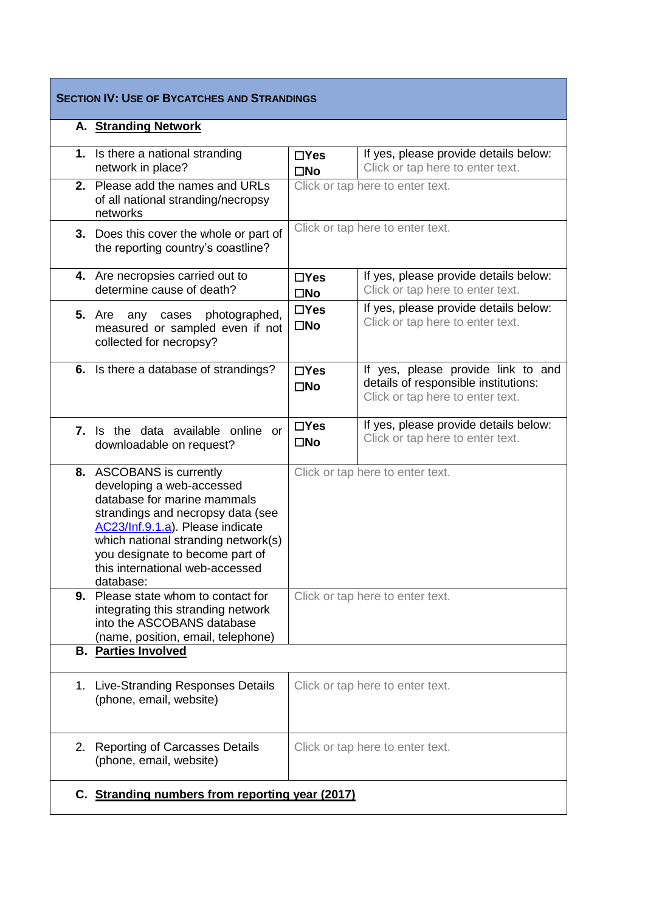## Section IV: Use of Bycatches and Strandings

| | | |
|---|---|---|
| **A. Stranding Network** | | |
| **1.** Is there a national stranding network in place? | ☐**Yes** ☐**No** | If yes, please provide details below: Click or tap here to enter text. |
| **2.** Please add the names and URLs of all national stranding/necropsy networks | Click or tap here to enter text. | |
| **3.** Does this cover the whole or part of the reporting country's coastline? | Click or tap here to enter text. | |
| **4.** Are necropsies carried out to determine cause of death? | ☐**Yes** ☐**No** | If yes, please provide details below: Click or tap here to enter text. |
| **5.** Are any cases photographed, measured or sampled even if not collected for necropsy? | ☐**Yes** ☐**No** | If yes, please provide details below: Click or tap here to enter text. |
| **6.** Is there a database of strandings? | ☐**Yes** ☐**No** | If yes, please provide link to and details of responsible institutions: Click or tap here to enter text. |
| **7.** Is the data available online or downloadable on request? | ☐**Yes** ☐**No** | If yes, please provide details below: Click or tap here to enter text. |
| **8.** ASCOBANS is currently developing a web-accessed database for marine mammals strandings and necropsy data (see AC23/Inf.9.1.a). Please indicate which national stranding network(s) you designate to become part of this international web-accessed database: | Click or tap here to enter text. | |
| **9.** Please state whom to contact for integrating this stranding network into the ASCOBANS database (name, position, email, telephone) | Click or tap here to enter text. | |
| **B. Parties Involved** | | |
| 1. Live-Stranding Responses Details (phone, email, website) | Click or tap here to enter text. | |
| 2. Reporting of Carcasses Details (phone, email, website) | Click or tap here to enter text. | |
| **C. Stranding numbers from reporting year (2017)** | | |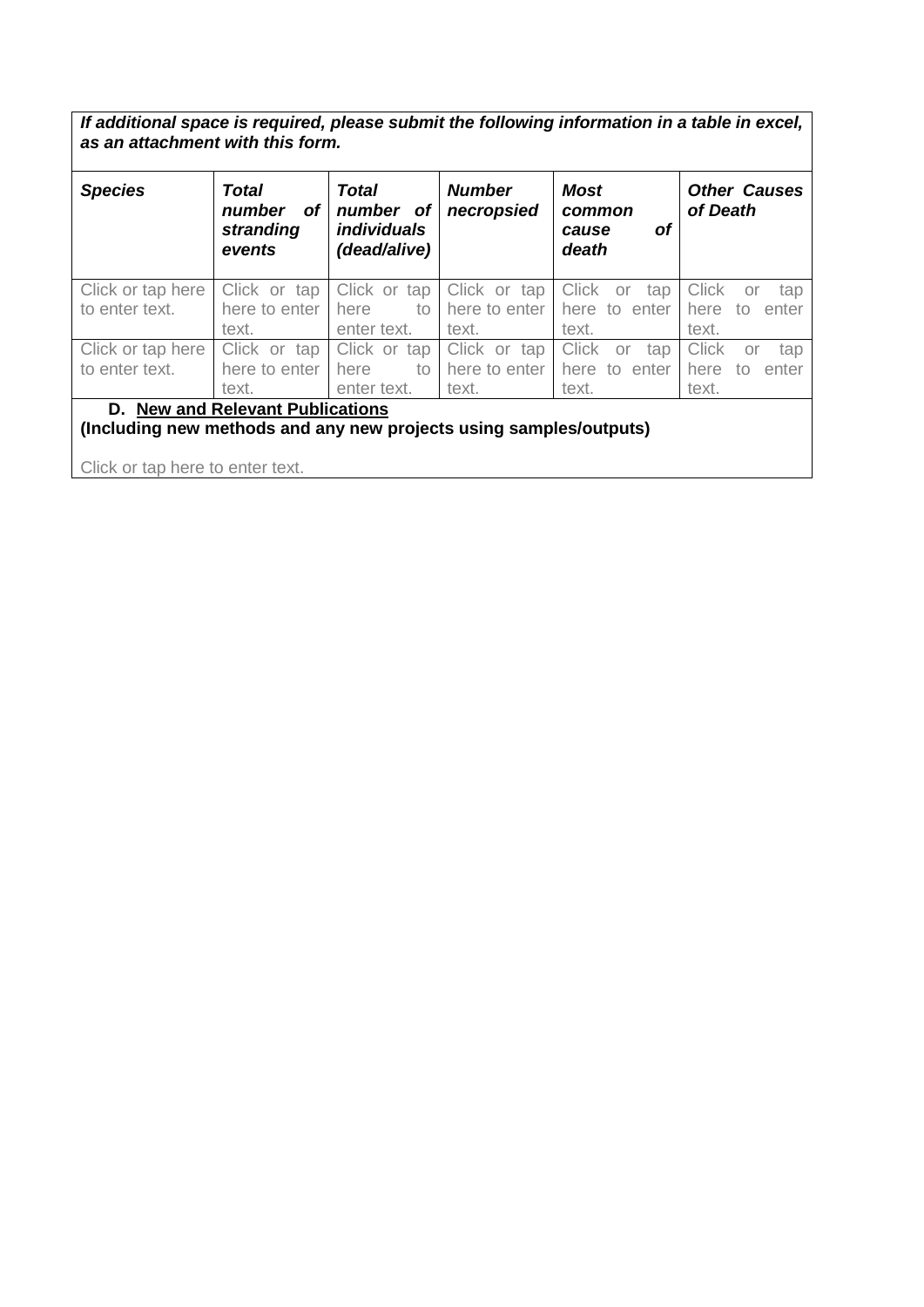***If additional space is required, please submit the following information in a table in excel, as an attachment with this form.***

| ***Species*** | ***Total number of stranding events*** | ***Total number of individuals (dead/alive)*** | ***Number necropsied*** | ***Most common cause of death*** | ***Other Causes of Death*** |
|---|---|---|---|---|---|
| Click or tap here to enter text. | Click or tap here to enter text. | Click or tap here to enter text. | Click or tap here to enter text. | Click or tap here to enter text. | Click or tap here to enter text. |
| Click or tap here to enter text. | Click or tap here to enter text. | Click or tap here to enter text. | Click or tap here to enter text. | Click or tap here to enter text. | Click or tap here to enter text. |

**D. New and Relevant Publications**
**(Including new methods and any new projects using samples/outputs)**

Click or tap here to enter text.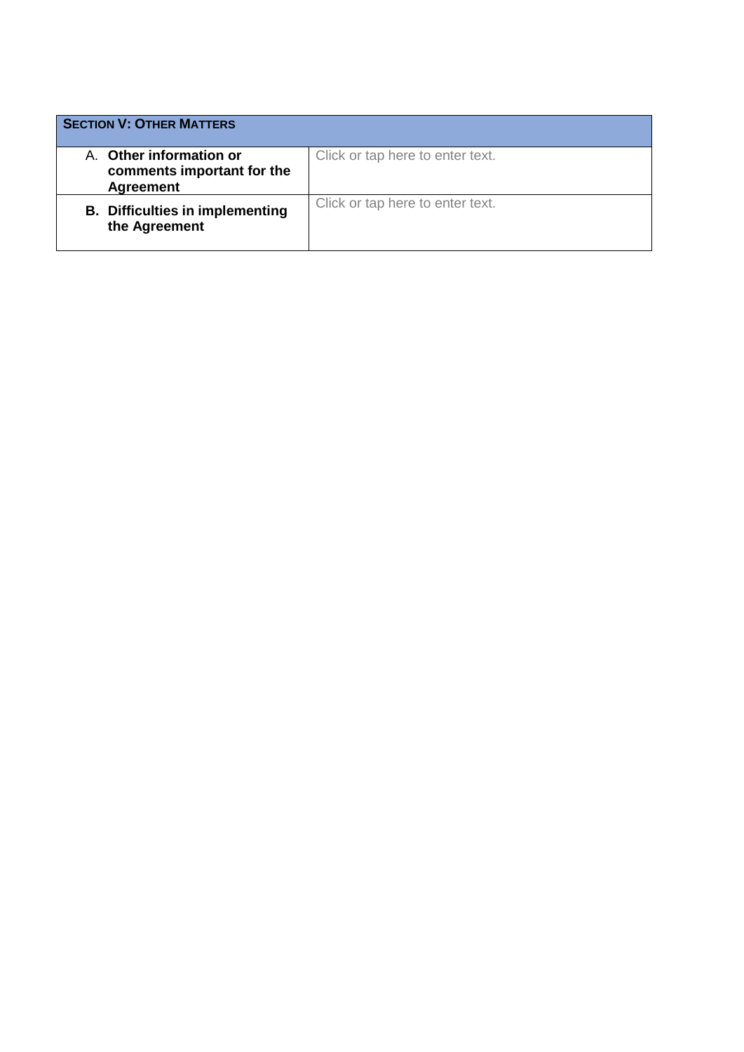| **SECTION V: OTHER MATTERS** | |
|---|---|
| A. **Other information or comments important for the Agreement** | Click or tap here to enter text. |
| **B. Difficulties in implementing the Agreement** | Click or tap here to enter text. |